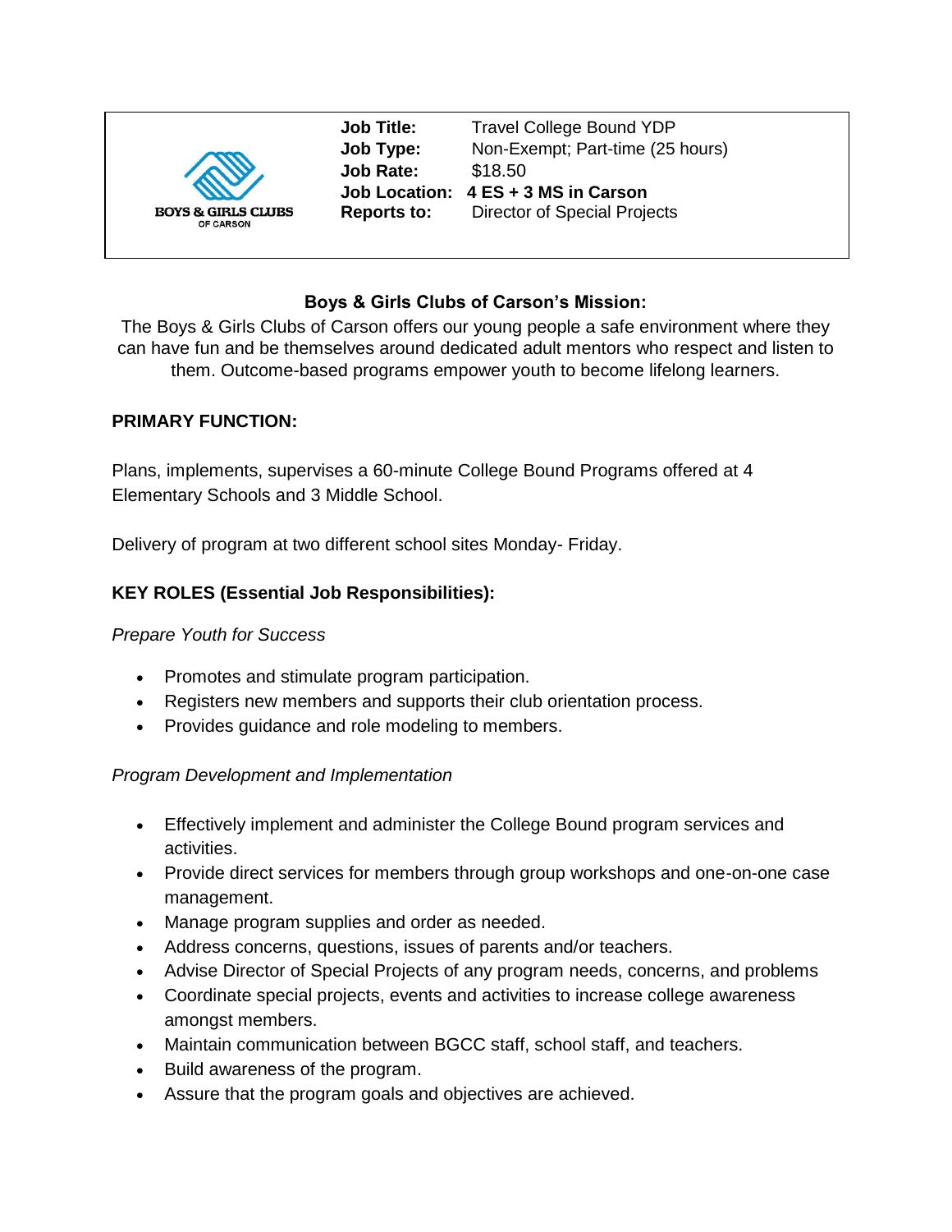BOYS & GIRLS CLUBS OF CARSON

| | |
|---|---|
| **Job Title:** | Travel College Bound YDP |
| **Job Type:** | Non-Exempt; Part-time (25 hours) |
| **Job Rate:** | $18.50 |
| **Job Location:** | **4 ES + 3 MS in Carson** |
| **Reports to:** | Director of Special Projects |

## Boys & Girls Clubs of Carson's Mission:

The Boys & Girls Clubs of Carson offers our young people a safe environment where they can have fun and be themselves around dedicated adult mentors who respect and listen to them. Outcome-based programs empower youth to become lifelong learners.

## PRIMARY FUNCTION:

Plans, implements, supervises a 60-minute College Bound Programs offered at 4 Elementary Schools and 3 Middle School.

Delivery of program at two different school sites Monday- Friday.

## KEY ROLES (Essential Job Responsibilities):

*Prepare Youth for Success*

- Promotes and stimulate program participation.
- Registers new members and supports their club orientation process.
- Provides guidance and role modeling to members.

*Program Development and Implementation*

- Effectively implement and administer the College Bound program services and activities.
- Provide direct services for members through group workshops and one-on-one case management.
- Manage program supplies and order as needed.
- Address concerns, questions, issues of parents and/or teachers.
- Advise Director of Special Projects of any program needs, concerns, and problems
- Coordinate special projects, events and activities to increase college awareness amongst members.
- Maintain communication between BGCC staff, school staff, and teachers.
- Build awareness of the program.
- Assure that the program goals and objectives are achieved.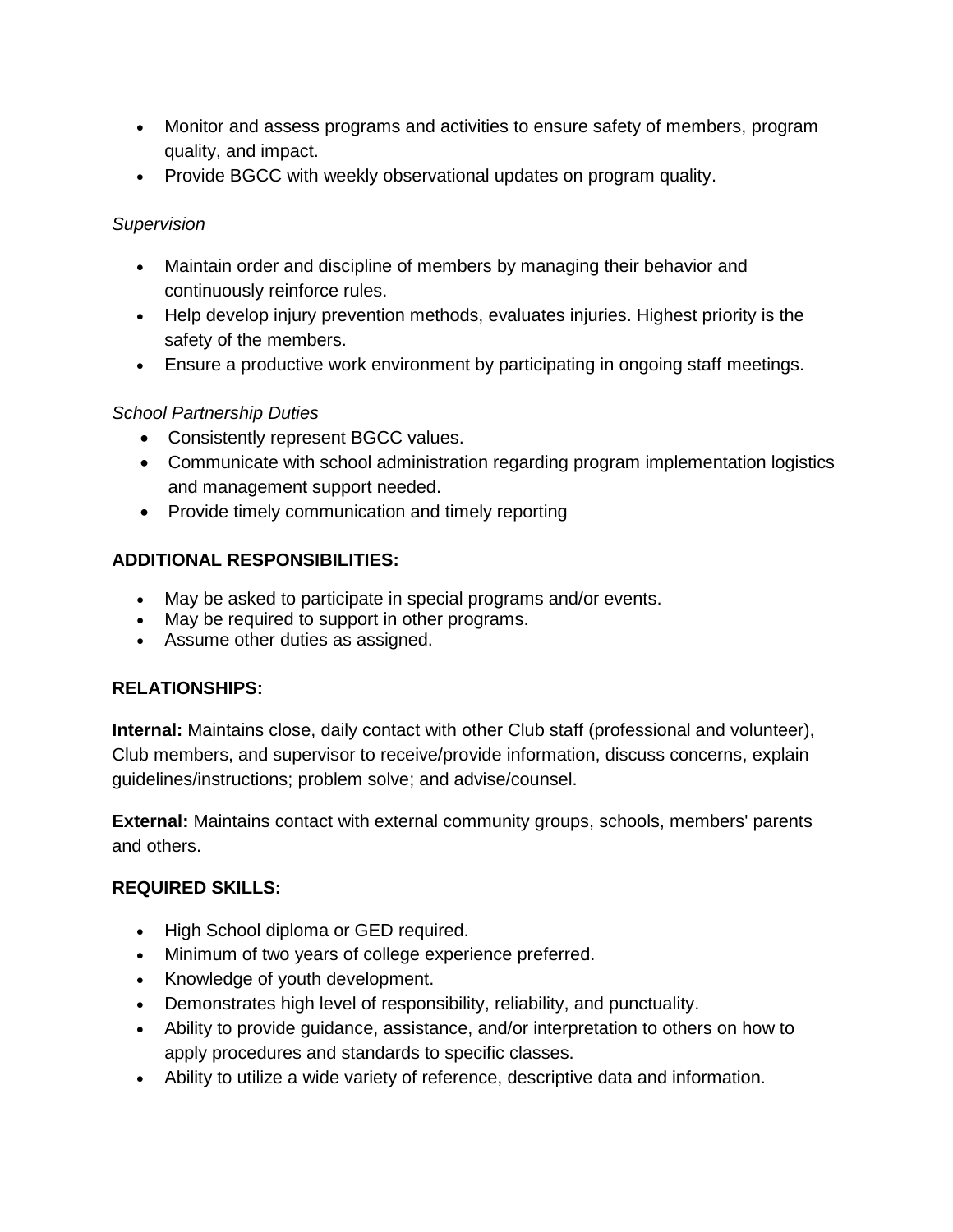- Monitor and assess programs and activities to ensure safety of members, program quality, and impact.
- Provide BGCC with weekly observational updates on program quality.

*Supervision*

- Maintain order and discipline of members by managing their behavior and continuously reinforce rules.
- Help develop injury prevention methods, evaluates injuries. Highest priority is the safety of the members.
- Ensure a productive work environment by participating in ongoing staff meetings.

*School Partnership Duties*

- Consistently represent BGCC values.
- Communicate with school administration regarding program implementation logistics and management support needed.
- Provide timely communication and timely reporting

**ADDITIONAL RESPONSIBILITIES:**

- May be asked to participate in special programs and/or events.
- May be required to support in other programs.
- Assume other duties as assigned.

**RELATIONSHIPS:**

**Internal:** Maintains close, daily contact with other Club staff (professional and volunteer), Club members, and supervisor to receive/provide information, discuss concerns, explain guidelines/instructions; problem solve; and advise/counsel.

**External:** Maintains contact with external community groups, schools, members' parents and others.

**REQUIRED SKILLS:**

- High School diploma or GED required.
- Minimum of two years of college experience preferred.
- Knowledge of youth development.
- Demonstrates high level of responsibility, reliability, and punctuality.
- Ability to provide guidance, assistance, and/or interpretation to others on how to apply procedures and standards to specific classes.
- Ability to utilize a wide variety of reference, descriptive data and information.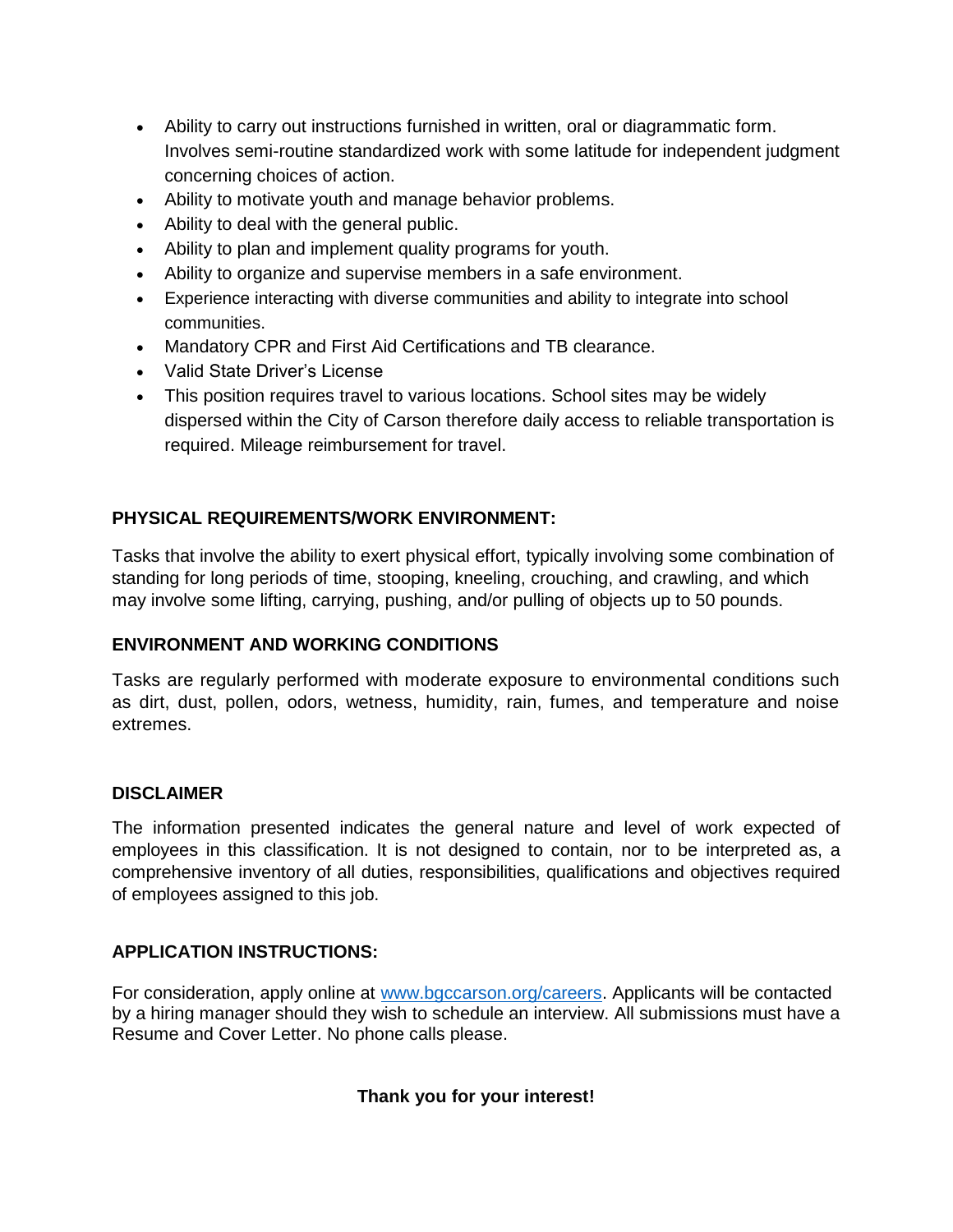- Ability to carry out instructions furnished in written, oral or diagrammatic form. Involves semi-routine standardized work with some latitude for independent judgment concerning choices of action.
- Ability to motivate youth and manage behavior problems.
- Ability to deal with the general public.
- Ability to plan and implement quality programs for youth.
- Ability to organize and supervise members in a safe environment.
- Experience interacting with diverse communities and ability to integrate into school communities.
- Mandatory CPR and First Aid Certifications and TB clearance.
- Valid State Driver's License
- This position requires travel to various locations. School sites may be widely dispersed within the City of Carson therefore daily access to reliable transportation is required. Mileage reimbursement for travel.

**PHYSICAL REQUIREMENTS/WORK ENVIRONMENT:**

Tasks that involve the ability to exert physical effort, typically involving some combination of standing for long periods of time, stooping, kneeling, crouching, and crawling, and which may involve some lifting, carrying, pushing, and/or pulling of objects up to 50 pounds.

**ENVIRONMENT AND WORKING CONDITIONS**

Tasks are regularly performed with moderate exposure to environmental conditions such as dirt, dust, pollen, odors, wetness, humidity, rain, fumes, and temperature and noise extremes.

**DISCLAIMER**

The information presented indicates the general nature and level of work expected of employees in this classification. It is not designed to contain, nor to be interpreted as, a comprehensive inventory of all duties, responsibilities, qualifications and objectives required of employees assigned to this job.

**APPLICATION INSTRUCTIONS:**

For consideration, apply online at [www.bgccarson.org/careers](www.bgccarson.org/careers). Applicants will be contacted by a hiring manager should they wish to schedule an interview. All submissions must have a Resume and Cover Letter. No phone calls please.

**Thank you for your interest!**